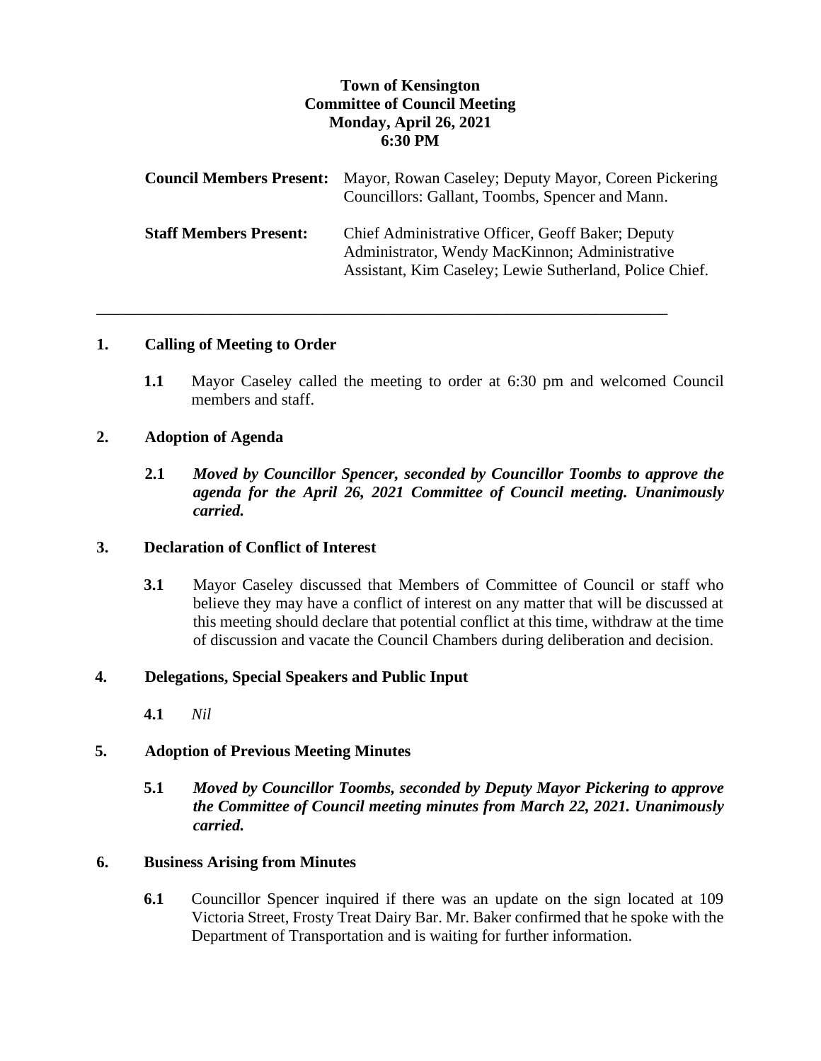**Town of Kensington**
**Committee of Council Meeting**
**Monday, April 26, 2021**
**6:30 PM**

| | |
|---|---|
| **Council Members Present:** | Mayor, Rowan Caseley; Deputy Mayor, Coreen Pickering Councillors: Gallant, Toombs, Spencer and Mann. |
| **Staff Members Present:** | Chief Administrative Officer, Geoff Baker; Deputy Administrator, Wendy MacKinnon; Administrative Assistant, Kim Caseley; Lewie Sutherland, Police Chief. |

---

## 1. Calling of Meeting to Order

**1.1** Mayor Caseley called the meeting to order at 6:30 pm and welcomed Council members and staff.

## 2. Adoption of Agenda

**2.1** ***Moved by Councillor Spencer, seconded by Councillor Toombs to approve the agenda for the April 26, 2021 Committee of Council meeting. Unanimously carried.***

## 3. Declaration of Conflict of Interest

**3.1** Mayor Caseley discussed that Members of Committee of Council or staff who believe they may have a conflict of interest on any matter that will be discussed at this meeting should declare that potential conflict at this time, withdraw at the time of discussion and vacate the Council Chambers during deliberation and decision.

## 4. Delegations, Special Speakers and Public Input

**4.1** *Nil*

## 5. Adoption of Previous Meeting Minutes

**5.1** ***Moved by Councillor Toombs, seconded by Deputy Mayor Pickering to approve the Committee of Council meeting minutes from March 22, 2021. Unanimously carried.***

## 6. Business Arising from Minutes

**6.1** Councillor Spencer inquired if there was an update on the sign located at 109 Victoria Street, Frosty Treat Dairy Bar. Mr. Baker confirmed that he spoke with the Department of Transportation and is waiting for further information.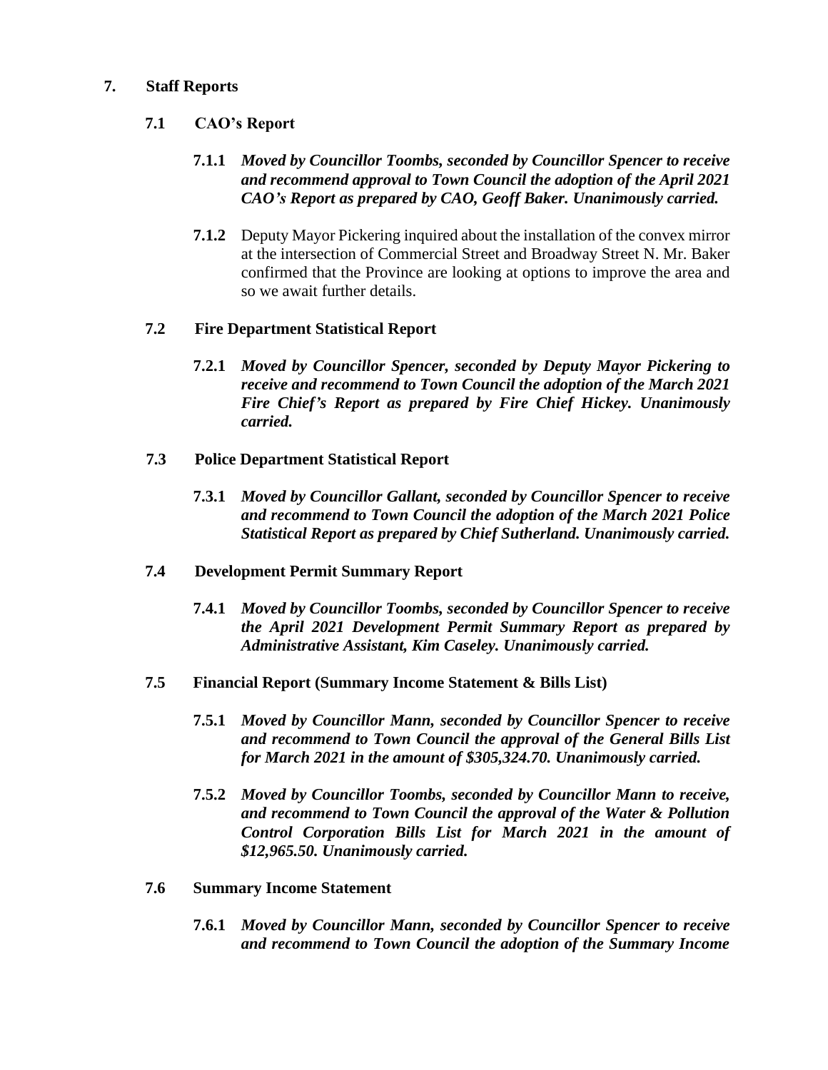## 7. Staff Reports

### 7.1 CAO's Report

**7.1.1** ***Moved by Councillor Toombs, seconded by Councillor Spencer to receive and recommend approval to Town Council the adoption of the April 2021 CAO's Report as prepared by CAO, Geoff Baker. Unanimously carried.***

**7.1.2** Deputy Mayor Pickering inquired about the installation of the convex mirror at the intersection of Commercial Street and Broadway Street N. Mr. Baker confirmed that the Province are looking at options to improve the area and so we await further details.

### 7.2 Fire Department Statistical Report

**7.2.1** ***Moved by Councillor Spencer, seconded by Deputy Mayor Pickering to receive and recommend to Town Council the adoption of the March 2021 Fire Chief's Report as prepared by Fire Chief Hickey. Unanimously carried.***

### 7.3 Police Department Statistical Report

**7.3.1** ***Moved by Councillor Gallant, seconded by Councillor Spencer to receive and recommend to Town Council the adoption of the March 2021 Police Statistical Report as prepared by Chief Sutherland. Unanimously carried.***

### 7.4 Development Permit Summary Report

**7.4.1** ***Moved by Councillor Toombs, seconded by Councillor Spencer to receive the April 2021 Development Permit Summary Report as prepared by Administrative Assistant, Kim Caseley. Unanimously carried.***

### 7.5 Financial Report (Summary Income Statement & Bills List)

**7.5.1** ***Moved by Councillor Mann, seconded by Councillor Spencer to receive and recommend to Town Council the approval of the General Bills List for March 2021 in the amount of $305,324.70. Unanimously carried.***

**7.5.2** ***Moved by Councillor Toombs, seconded by Councillor Mann to receive, and recommend to Town Council the approval of the Water & Pollution Control Corporation Bills List for March 2021 in the amount of $12,965.50. Unanimously carried.***

### 7.6 Summary Income Statement

**7.6.1** ***Moved by Councillor Mann, seconded by Councillor Spencer to receive and recommend to Town Council the adoption of the Summary Income***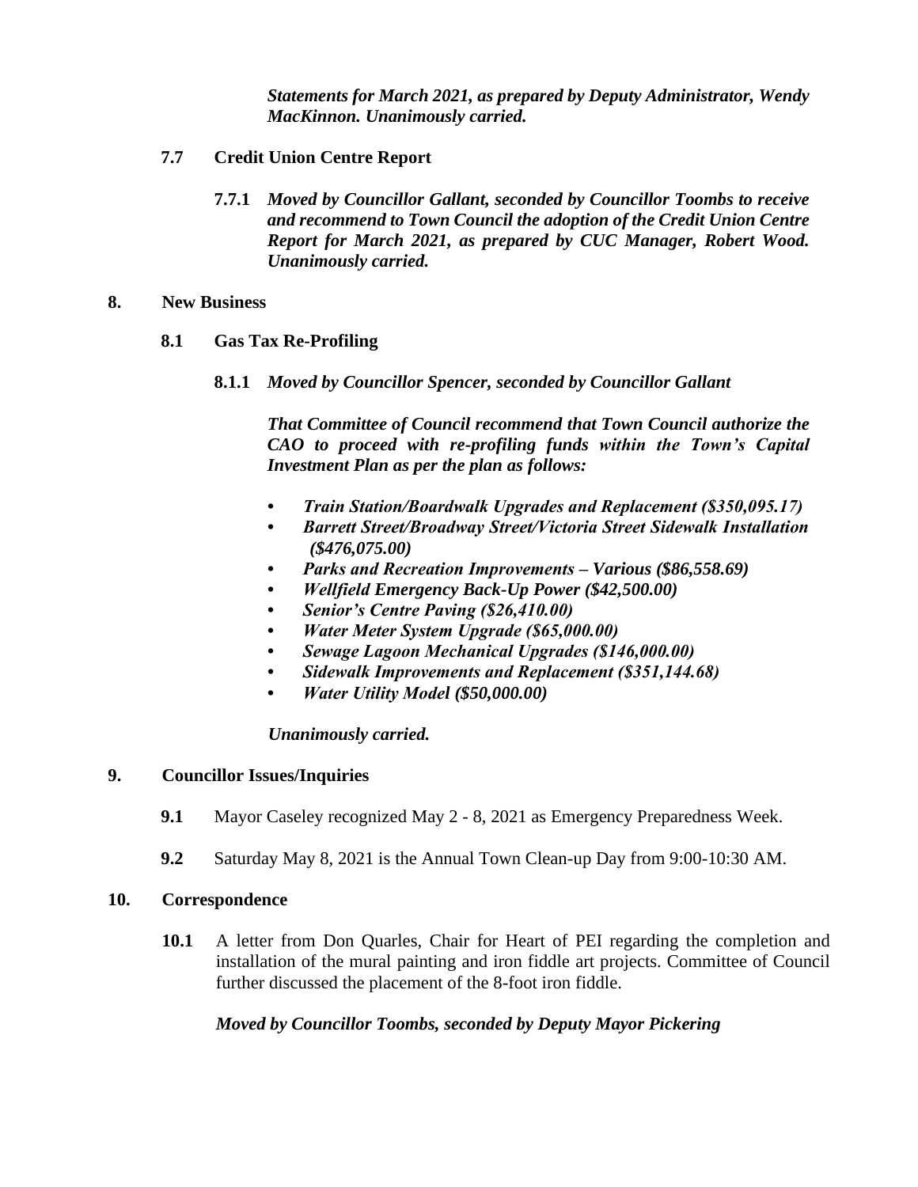***Statements for March 2021, as prepared by Deputy Administrator, Wendy MacKinnon. Unanimously carried.***

**7.7 Credit Union Centre Report**

**7.7.1** ***Moved by Councillor Gallant, seconded by Councillor Toombs to receive and recommend to Town Council the adoption of the Credit Union Centre Report for March 2021, as prepared by CUC Manager, Robert Wood. Unanimously carried.***

## 8. New Business

**8.1 Gas Tax Re-Profiling**

**8.1.1** ***Moved by Councillor Spencer, seconded by Councillor Gallant***

***That Committee of Council recommend that Town Council authorize the CAO to proceed with re-profiling funds within the Town's Capital Investment Plan as per the plan as follows:***

- ***Train Station/Boardwalk Upgrades and Replacement ($350,095.17)***
- ***Barrett Street/Broadway Street/Victoria Street Sidewalk Installation ($476,075.00)***
- ***Parks and Recreation Improvements – Various ($86,558.69)***
- ***Wellfield Emergency Back-Up Power ($42,500.00)***
- ***Senior's Centre Paving ($26,410.00)***
- ***Water Meter System Upgrade ($65,000.00)***
- ***Sewage Lagoon Mechanical Upgrades ($146,000.00)***
- ***Sidewalk Improvements and Replacement ($351,144.68)***
- ***Water Utility Model ($50,000.00)***

***Unanimously carried.***

## 9. Councillor Issues/Inquiries

**9.1** Mayor Caseley recognized May 2 - 8, 2021 as Emergency Preparedness Week.

**9.2** Saturday May 8, 2021 is the Annual Town Clean-up Day from 9:00-10:30 AM.

## 10. Correspondence

**10.1** A letter from Don Quarles, Chair for Heart of PEI regarding the completion and installation of the mural painting and iron fiddle art projects. Committee of Council further discussed the placement of the 8-foot iron fiddle.

***Moved by Councillor Toombs, seconded by Deputy Mayor Pickering***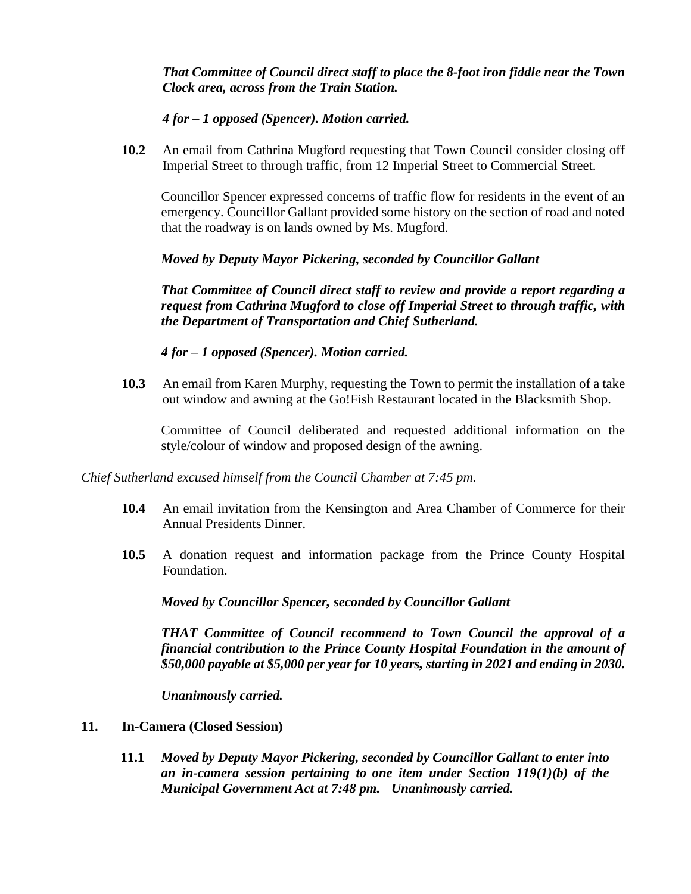***That Committee of Council direct staff to place the 8-foot iron fiddle near the Town Clock area, across from the Train Station.***

***4 for – 1 opposed (Spencer). Motion carried.***

**10.2** An email from Cathrina Mugford requesting that Town Council consider closing off Imperial Street to through traffic, from 12 Imperial Street to Commercial Street.

Councillor Spencer expressed concerns of traffic flow for residents in the event of an emergency. Councillor Gallant provided some history on the section of road and noted that the roadway is on lands owned by Ms. Mugford.

***Moved by Deputy Mayor Pickering, seconded by Councillor Gallant***

***That Committee of Council direct staff to review and provide a report regarding a request from Cathrina Mugford to close off Imperial Street to through traffic, with the Department of Transportation and Chief Sutherland.***

***4 for – 1 opposed (Spencer). Motion carried.***

**10.3** An email from Karen Murphy, requesting the Town to permit the installation of a take out window and awning at the Go!Fish Restaurant located in the Blacksmith Shop.

Committee of Council deliberated and requested additional information on the style/colour of window and proposed design of the awning.

*Chief Sutherland excused himself from the Council Chamber at 7:45 pm.*

**10.4** An email invitation from the Kensington and Area Chamber of Commerce for their Annual Presidents Dinner.

**10.5** A donation request and information package from the Prince County Hospital Foundation.

***Moved by Councillor Spencer, seconded by Councillor Gallant***

***THAT Committee of Council recommend to Town Council the approval of a financial contribution to the Prince County Hospital Foundation in the amount of $50,000 payable at $5,000 per year for 10 years, starting in 2021 and ending in 2030.***

***Unanimously carried.***

## 11. In-Camera (Closed Session)

**11.1** ***Moved by Deputy Mayor Pickering, seconded by Councillor Gallant to enter into an in-camera session pertaining to one item under Section 119(1)(b) of the Municipal Government Act at 7:48 pm. Unanimously carried.***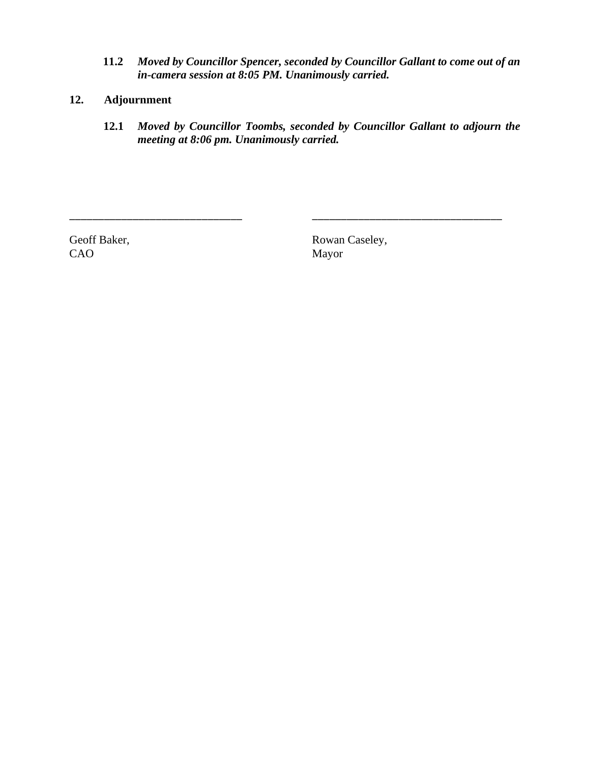**11.2** ***Moved by Councillor Spencer, seconded by Councillor Gallant to come out of an in-camera session at 8:05 PM. Unanimously carried.***

## 12. Adjournment

**12.1** ***Moved by Councillor Toombs, seconded by Councillor Gallant to adjourn the meeting at 8:06 pm. Unanimously carried.***

\_\_\_\_\_\_\_\_\_\_\_\_\_\_\_\_\_\_\_\_\_\_\_\_\_\_\_\_\_\_

Geoff Baker,
CAO

\_\_\_\_\_\_\_\_\_\_\_\_\_\_\_\_\_\_\_\_\_\_\_\_\_\_\_\_\_\_

Rowan Caseley,
Mayor